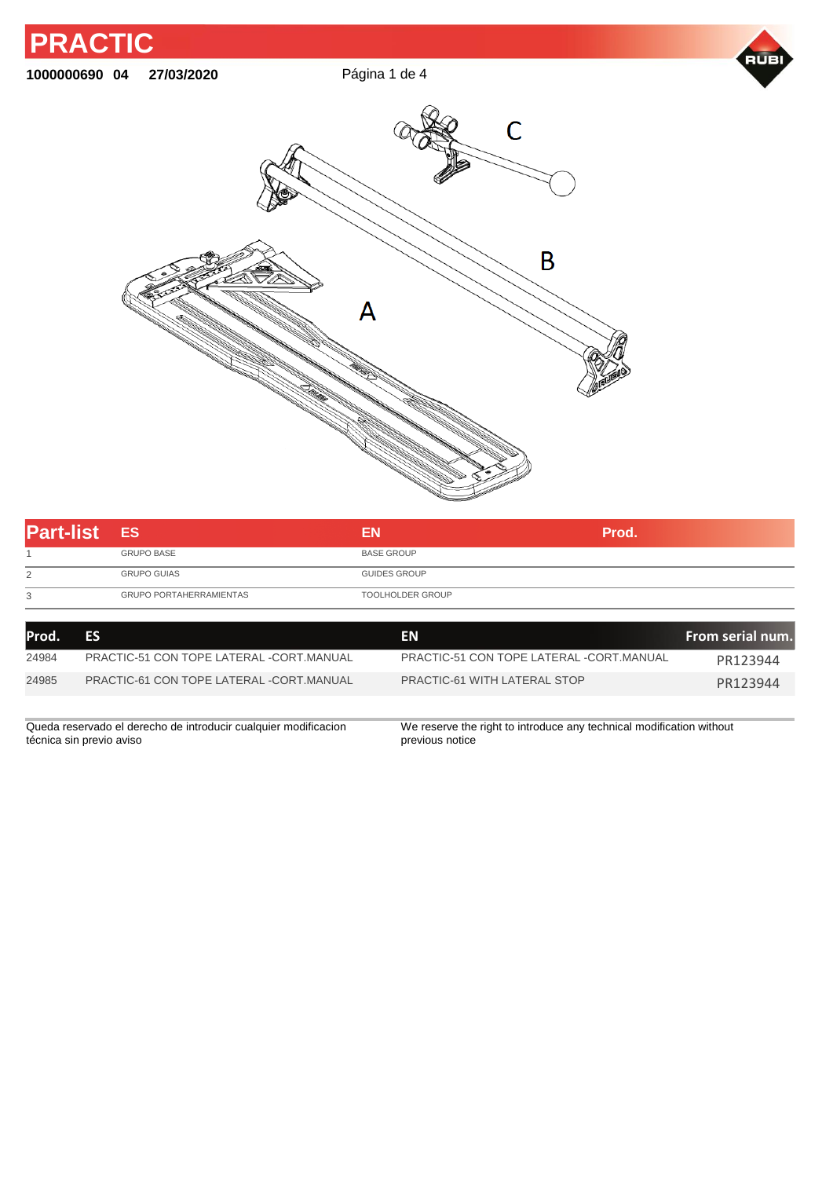# PRACTIC

**1000000690 04 27/03/2020**

A

B

C

| Part-list | ES | EN | Prod. |
|---|---|---|---|
| 1 | GRUPO BASE | BASE GROUP | |
| 2 | GRUPO GUIAS | GUIDES GROUP | |
| 3 | GRUPO PORTAHERRAMIENTAS | TOOLHOLDER GROUP | |

| Prod. | ES | EN | From serial num. |
|---|---|---|---|
| 24984 | PRACTIC-51 CON TOPE LATERAL -CORT.MANUAL | PRACTIC-51 CON TOPE LATERAL -CORT.MANUAL | PR123944 |
| 24985 | PRACTIC-61 CON TOPE LATERAL -CORT.MANUAL | PRACTIC-61 WITH LATERAL STOP | PR123944 |

Queda reservado el derecho de introducir cualquier modificacion técnica sin previo aviso

We reserve the right to introduce any technical modification without previous notice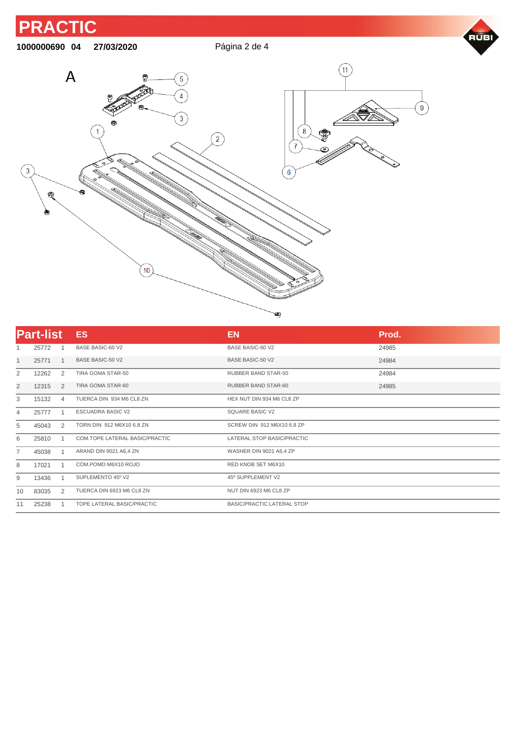# PRACTIC

**1000000690 04 27/03/2020**

A

| Part-list | | | ES | EN | Prod. |
|---|---|---|---|---|---|
| 1 | 25772 | 1 | BASE BASIC-60 V2 | BASE BASIC-60 V2 | 24985 |
| 1 | 25771 | 1 | BASE BASIC-50 V2 | BASE BASIC-50 V2 | 24984 |
| 2 | 12262 | 2 | TIRA GOMA STAR-50 | RUBBER BAND STAR-50 | 24984 |
| 2 | 12315 | 2 | TIRA GOMA STAR-60 | RUBBER BAND STAR-60 | 24985 |
| 3 | 15132 | 4 | TUERCA DIN 934 M6 CL8 ZN | HEX NUT DIN 934 M6 CL8 ZP | |
| 4 | 25777 | 1 | ESCUADRA BASIC V2 | SQUARE BASIC V2 | |
| 5 | 45043 | 2 | TORN DIN 912 M6X10 6.8 ZN | SCREW DIN 912 M6X10 6.8 ZP | |
| 6 | 25810 | 1 | COM.TOPE LATERAL BASIC/PRACTIC | LATERAL STOP BASIC/PRACTIC | |
| 7 | 45038 | 1 | ARAND DIN 9021 A6,4 ZN | WASHER DIN 9021 A6,4 ZP | |
| 8 | 17021 | 1 | COM.POMO M6X10 ROJO | RED KNOB SET M6X10 | |
| 9 | 13436 | 1 | SUPLEMENTO 45º V2 | 45º SUPPLEMENT V2 | |
| 10 | 83035 | 2 | TUERCA DIN 6923 M6 CL8 ZN | NUT DIN 6923 M6 CL8 ZP | |
| 11 | 25238 | 1 | TOPE LATERAL BASIC/PRACTIC | BASIC/PRACTIC LATERAL STOP | |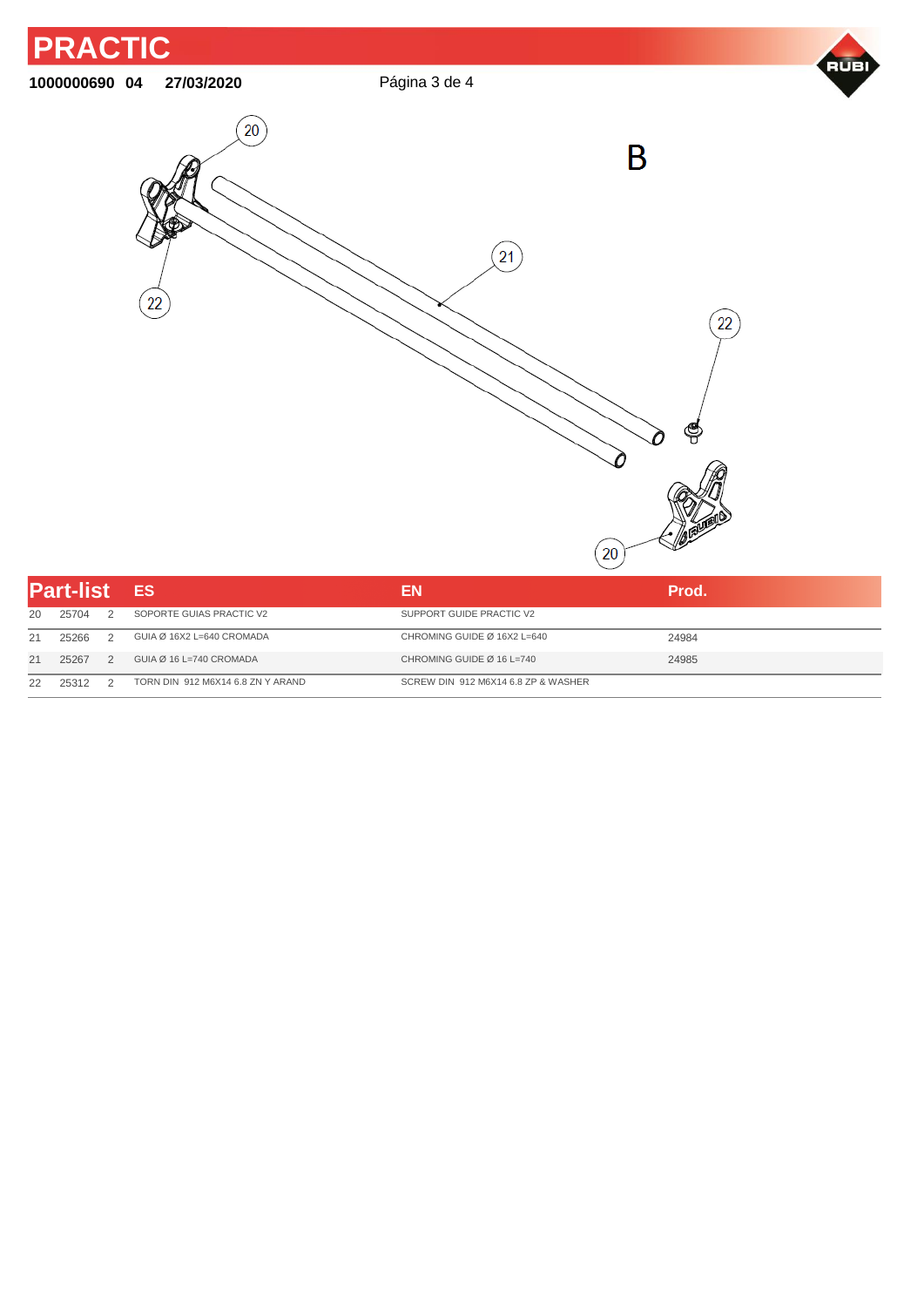# PRACTIC

**1000000690 04 27/03/2020**

B

| Part-list | | | ES | EN | Prod. |
|---|---|---|---|---|---|
| 20 | 25704 | 2 | SOPORTE GUIAS PRACTIC V2 | SUPPORT GUIDE PRACTIC V2 | |
| 21 | 25266 | 2 | GUIA Ø 16X2 L=640 CROMADA | CHROMING GUIDE Ø 16X2 L=640 | 24984 |
| 21 | 25267 | 2 | GUIA Ø 16 L=740 CROMADA | CHROMING GUIDE Ø 16 L=740 | 24985 |
| 22 | 25312 | 2 | TORN DIN 912 M6X14 6.8 ZN Y ARAND | SCREW DIN 912 M6X14 6.8 ZP & WASHER | |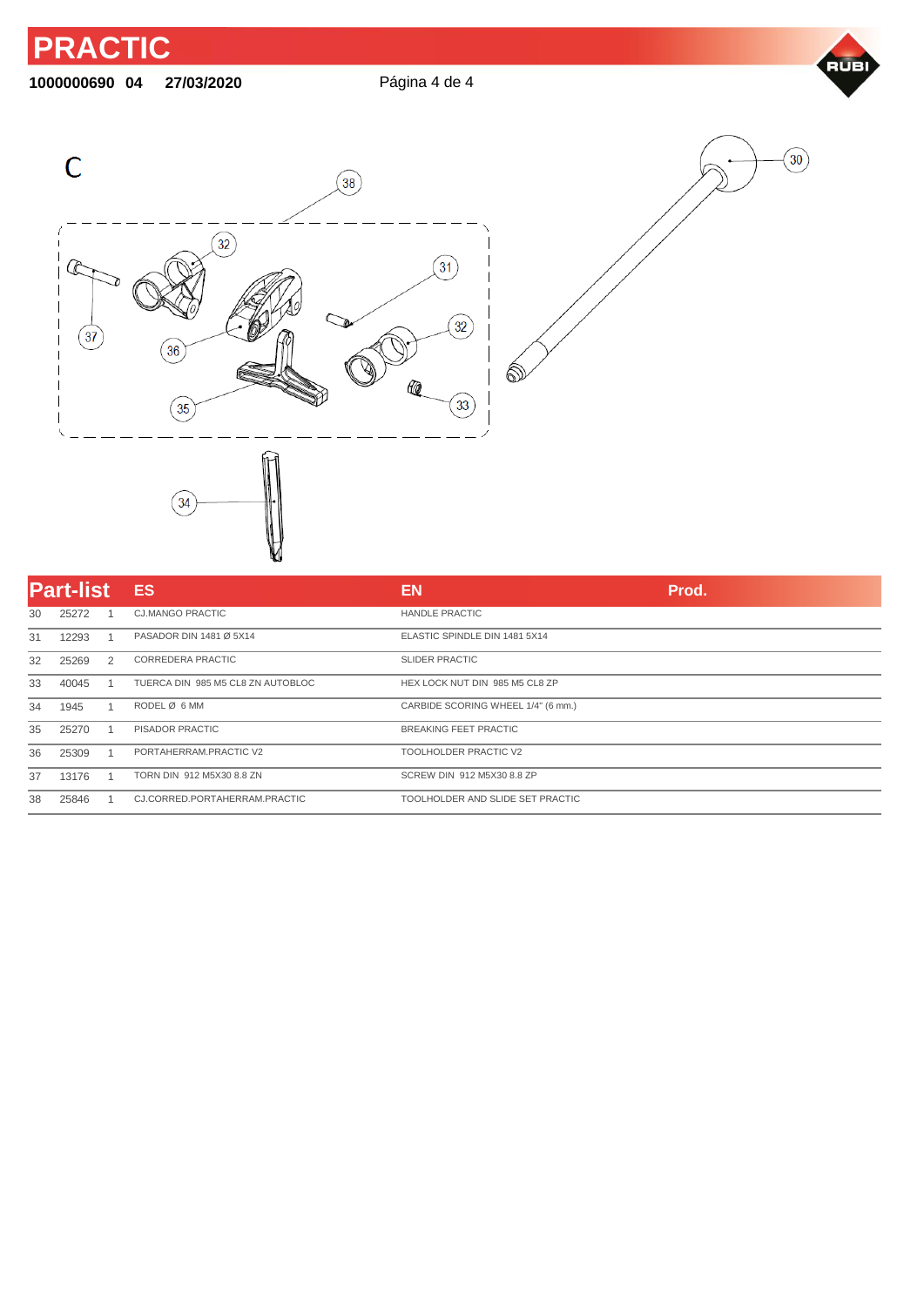# PRACTIC

**1000000690 04 27/03/2020**

C

## Part-list

| | | | ES | EN | Prod. |
|---|---|---|---|---|---|
| 30 | 25272 | 1 | CJ.MANGO PRACTIC | HANDLE PRACTIC | |
| 31 | 12293 | 1 | PASADOR DIN 1481 Ø 5X14 | ELASTIC SPINDLE DIN 1481 5X14 | |
| 32 | 25269 | 2 | CORREDERA PRACTIC | SLIDER PRACTIC | |
| 33 | 40045 | 1 | TUERCA DIN 985 M5 CL8 ZN AUTOBLOC | HEX LOCK NUT DIN 985 M5 CL8 ZP | |
| 34 | 1945 | 1 | RODEL Ø 6 MM | CARBIDE SCORING WHEEL 1/4" (6 mm.) | |
| 35 | 25270 | 1 | PISADOR PRACTIC | BREAKING FEET PRACTIC | |
| 36 | 25309 | 1 | PORTAHERRAM.PRACTIC V2 | TOOLHOLDER PRACTIC V2 | |
| 37 | 13176 | 1 | TORN DIN 912 M5X30 8.8 ZN | SCREW DIN 912 M5X30 8.8 ZP | |
| 38 | 25846 | 1 | CJ.CORRED.PORTAHERRAM.PRACTIC | TOOLHOLDER AND SLIDE SET PRACTIC | |